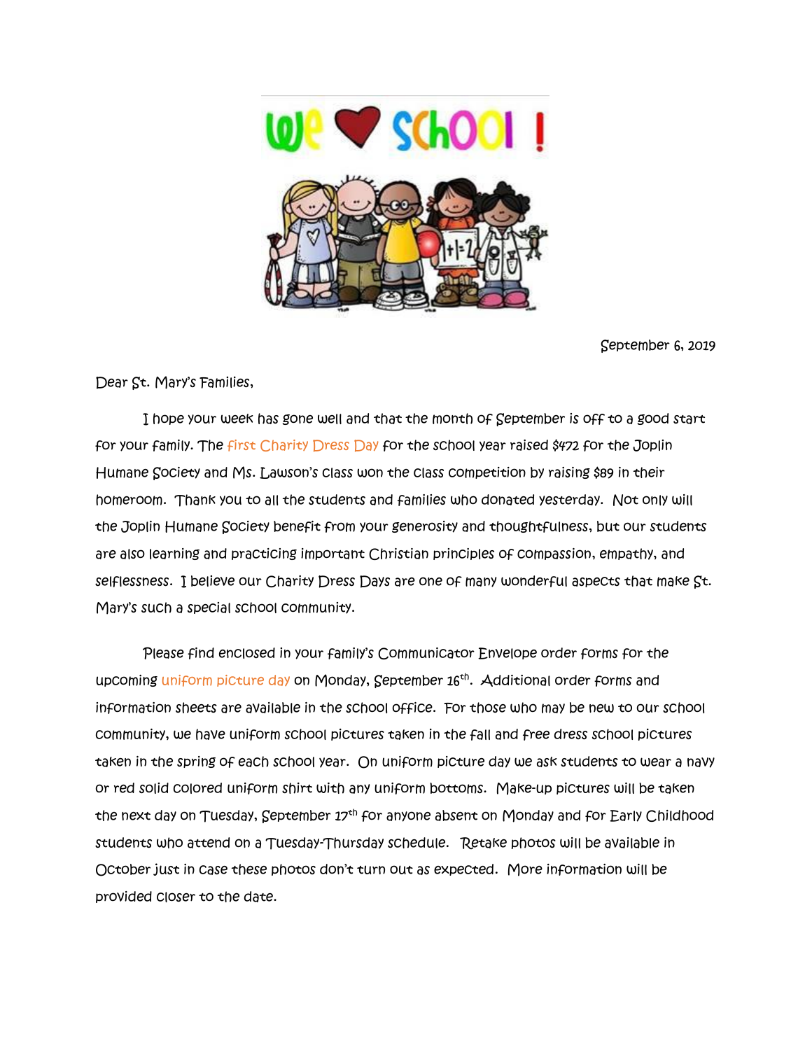# We ♥ School!

September 6, 2019

Dear St. Mary's Families,

I hope your week has gone well and that the month of September is off to a good start for your family. The first Charity Dress Day for the school year raised $472 for the Joplin Humane Society and Ms. Lawson's class won the class competition by raising $89 in their homeroom. Thank you to all the students and families who donated yesterday. Not only will the Joplin Humane Society benefit from your generosity and thoughtfulness, but our students are also learning and practicing important Christian principles of compassion, empathy, and selflessness. I believe our Charity Dress Days are one of many wonderful aspects that make St. Mary's such a special school community.

Please find enclosed in your family's Communicator Envelope order forms for the upcoming uniform picture day on Monday, September 16th. Additional order forms and information sheets are available in the school office. For those who may be new to our school community, we have uniform school pictures taken in the fall and free dress school pictures taken in the spring of each school year. On uniform picture day we ask students to wear a navy or red solid colored uniform shirt with any uniform bottoms. Make-up pictures will be taken the next day on Tuesday, September 17th for anyone absent on Monday and for Early Childhood students who attend on a Tuesday-Thursday schedule. Retake photos will be available in October just in case these photos don't turn out as expected. More information will be provided closer to the date.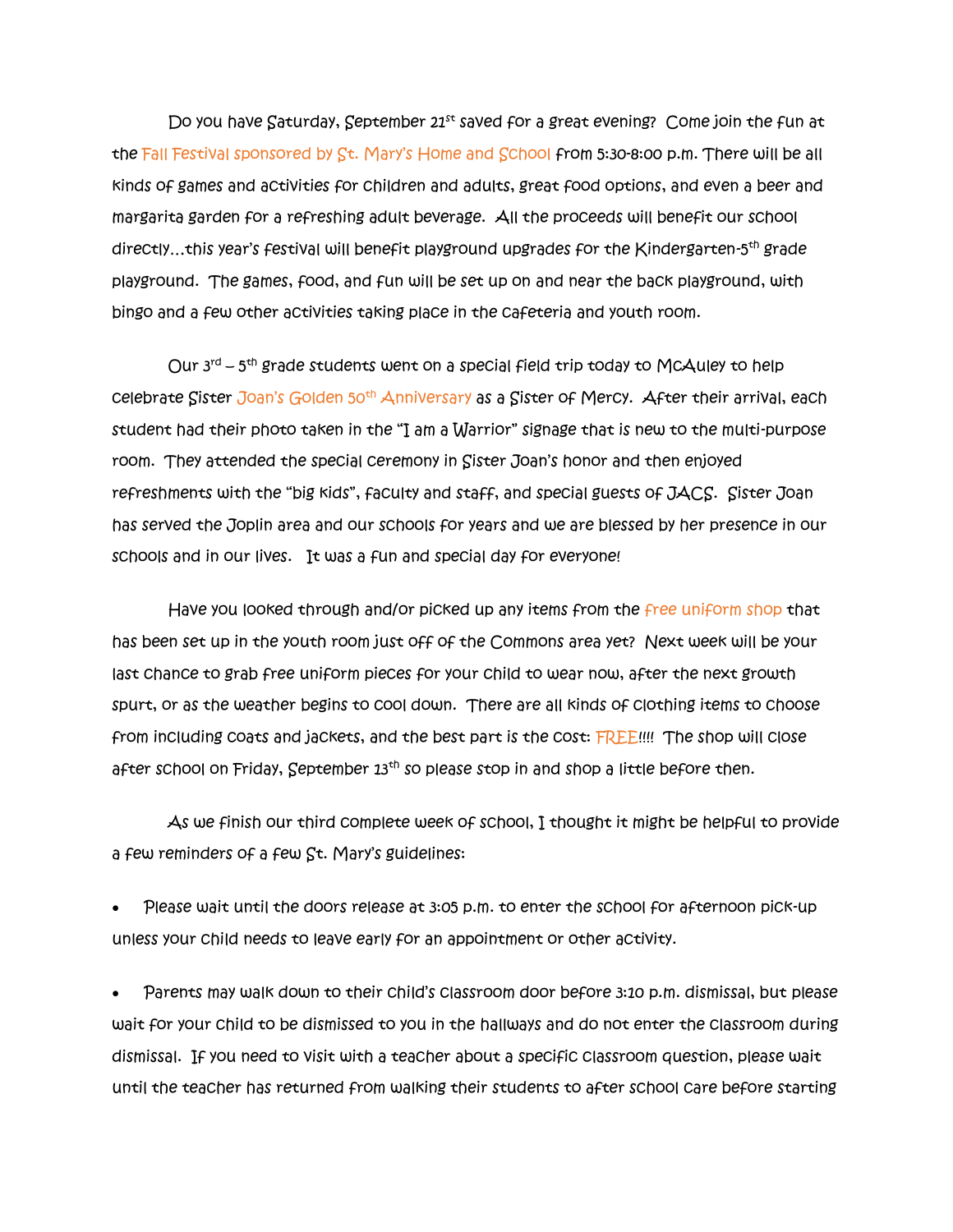Do you have Saturday, September 21st saved for a great evening? Come join the fun at the Fall Festival sponsored by St. Mary's Home and School from 5:30-8:00 p.m. There will be all kinds of games and activities for children and adults, great food options, and even a beer and margarita garden for a refreshing adult beverage. All the proceeds will benefit our school directly…this year's festival will benefit playground upgrades for the Kindergarten-5th grade playground. The games, food, and fun will be set up on and near the back playground, with bingo and a few other activities taking place in the cafeteria and youth room.

Our 3rd – 5th grade students went on a special field trip today to McAuley to help celebrate Sister Joan's Golden 50th Anniversary as a Sister of Mercy. After their arrival, each student had their photo taken in the "I am a Warrior" signage that is new to the multi-purpose room. They attended the special ceremony in Sister Joan's honor and then enjoyed refreshments with the "big kids", faculty and staff, and special guests of JACS. Sister Joan has served the Joplin area and our schools for years and we are blessed by her presence in our schools and in our lives. It was a fun and special day for everyone!

Have you looked through and/or picked up any items from the free uniform shop that has been set up in the youth room just off of the Commons area yet? Next week will be your last chance to grab free uniform pieces for your child to wear now, after the next growth spurt, or as the weather begins to cool down. There are all kinds of clothing items to choose from including coats and jackets, and the best part is the cost: FREE!!!! The shop will close after school on Friday, September 13th so please stop in and shop a little before then.

As we finish our third complete week of school, I thought it might be helpful to provide a few reminders of a few St. Mary's guidelines:

- Please wait until the doors release at 3:05 p.m. to enter the school for afternoon pick-up unless your child needs to leave early for an appointment or other activity.

- Parents may walk down to their child's classroom door before 3:10 p.m. dismissal, but please wait for your child to be dismissed to you in the hallways and do not enter the classroom during dismissal. If you need to visit with a teacher about a specific classroom question, please wait until the teacher has returned from walking their students to after school care before starting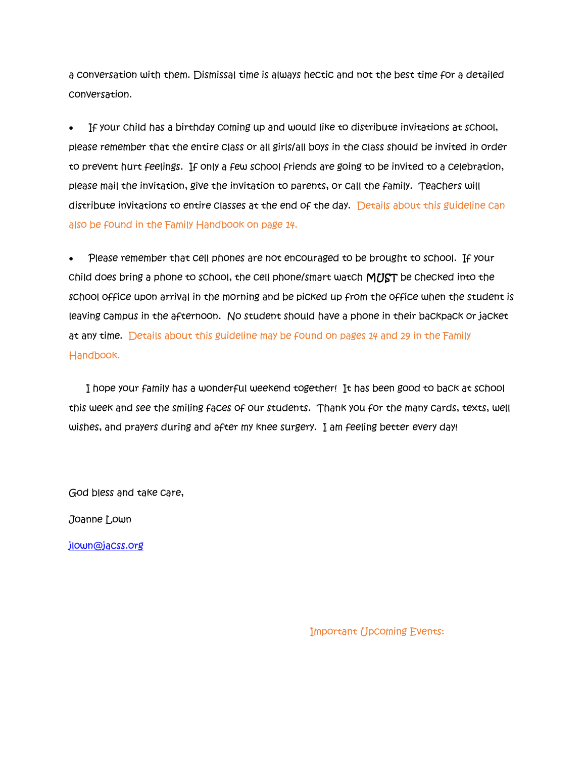a conversation with them. Dismissal time is always hectic and not the best time for a detailed conversation.

- If your child has a birthday coming up and would like to distribute invitations at school, please remember that the entire class or all girls/all boys in the class should be invited in order to prevent hurt feelings. If only a few school friends are going to be invited to a celebration, please mail the invitation, give the invitation to parents, or call the family. Teachers will distribute invitations to entire classes at the end of the day. Details about this guideline can also be found in the Family Handbook on page 14.

- Please remember that cell phones are not encouraged to be brought to school. If your child does bring a phone to school, the cell phone/smart watch **MUST** be checked into the school office upon arrival in the morning and be picked up from the office when the student is leaving campus in the afternoon. No student should have a phone in their backpack or jacket at any time. Details about this guideline may be found on pages 14 and 29 in the Family Handbook.

I hope your family has a wonderful weekend together! It has been good to back at school this week and see the smiling faces of our students. Thank you for the many cards, texts, well wishes, and prayers during and after my knee surgery. I am feeling better every day!

God bless and take care,

Joanne Lown

jlown@jacss.org

Important Upcoming Events: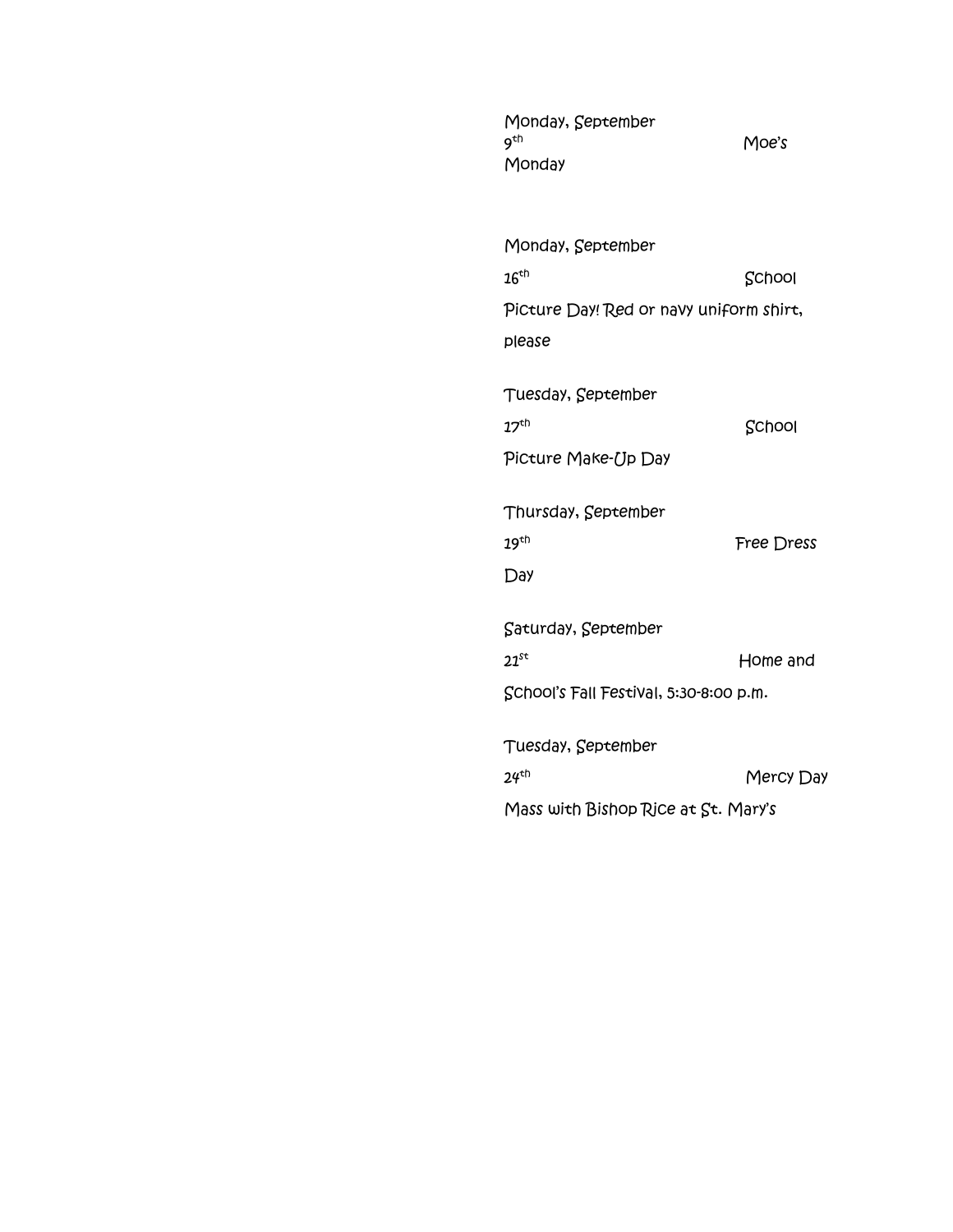Monday, September 9th Moe's Monday

Monday, September 16th School Picture Day! Red or navy uniform shirt, please

Tuesday, September 17th School Picture Make-Up Day

Thursday, September 19th Free Dress Day

Saturday, September 21st Home and School's Fall Festival, 5:30-8:00 p.m.

Tuesday, September 24th Mercy Day Mass with Bishop Rice at St. Mary's